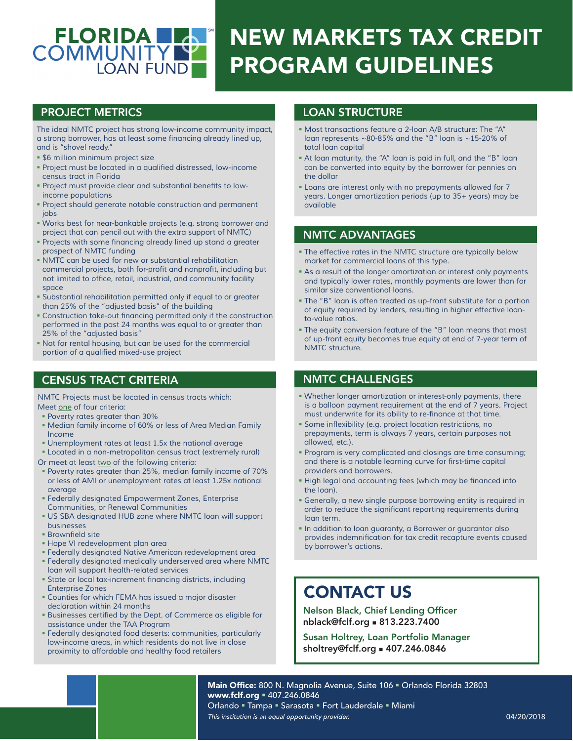# FLORIDA COMMUNITY LOAN FUND

# NEW MARKETS TAX CREDIT PROGRAM GUIDELINES

## PROJECT METRICS

The ideal NMTC project has strong low-income community impact, a strong borrower, has at least some financing already lined up, and is "shovel ready."

- $6 million minimum project size
- Project must be located in a qualified distressed, low-income census tract in Florida
- Project must provide clear and substantial benefits to low-income populations
- Project should generate notable construction and permanent jobs
- Works best for near-bankable projects (e.g. strong borrower and project that can pencil out with the extra support of NMTC)
- Projects with some financing already lined up stand a greater prospect of NMTC funding
- NMTC can be used for new or substantial rehabilitation commercial projects, both for-profit and nonprofit, including but not limited to office, retail, industrial, and community facility space
- Substantial rehabilitation permitted only if equal to or greater than 25% of the "adjusted basis" of the building
- Construction take-out financing permitted only if the construction performed in the past 24 months was equal to or greater than 25% of the "adjusted basis"
- Not for rental housing, but can be used for the commercial portion of a qualified mixed-use project

## CENSUS TRACT CRITERIA

NMTC Projects must be located in census tracts which:

Meet one of four criteria:

- Poverty rates greater than 30%
- Median family income of 60% or less of Area Median Family Income
- Unemployment rates at least 1.5x the national average
- Located in a non-metropolitan census tract (extremely rural)

Or meet at least two of the following criteria:

- Poverty rates greater than 25%, median family income of 70% or less of AMI or unemployment rates at least 1.25x national average
- Federally designated Empowerment Zones, Enterprise Communities, or Renewal Communities
- US SBA designated HUB zone where NMTC loan will support businesses
- Brownfield site
- Hope VI redevelopment plan area
- Federally designated Native American redevelopment area
- Federally designated medically underserved area where NMTC loan will support health-related services
- State or local tax-increment financing districts, including Enterprise Zones
- Counties for which FEMA has issued a major disaster declaration within 24 months
- Businesses certified by the Dept. of Commerce as eligible for assistance under the TAA Program
- Federally designated food deserts: communities, particularly low-income areas, in which residents do not live in close proximity to affordable and healthy food retailers

## LOAN STRUCTURE

- Most transactions feature a 2-loan A/B structure: The "A" loan represents ~80-85% and the "B" loan is ~15-20% of total loan capital
- At loan maturity, the "A" loan is paid in full, and the "B" loan can be converted into equity by the borrower for pennies on the dollar
- Loans are interest only with no prepayments allowed for 7 years. Longer amortization periods (up to 35+ years) may be available

## NMTC ADVANTAGES

- The effective rates in the NMTC structure are typically below market for commercial loans of this type.
- As a result of the longer amortization or interest only payments and typically lower rates, monthly payments are lower than for similar size conventional loans.
- The "B" loan is often treated as up-front substitute for a portion of equity required by lenders, resulting in higher effective loan-to-value ratios.
- The equity conversion feature of the "B" loan means that most of up-front equity becomes true equity at end of 7-year term of NMTC structure.

## NMTC CHALLENGES

- Whether longer amortization or interest-only payments, there is a balloon payment requirement at the end of 7 years. Project must underwrite for its ability to re-finance at that time.
- Some inflexibility (e.g. project location restrictions, no prepayments, term is always 7 years, certain purposes not allowed, etc.).
- Program is very complicated and closings are time consuming; and there is a notable learning curve for first-time capital providers and borrowers.
- High legal and accounting fees (which may be financed into the loan).
- Generally, a new single purpose borrowing entity is required in order to reduce the significant reporting requirements during loan term.
- In addition to loan guaranty, a Borrower or guarantor also provides indemnification for tax credit recapture events caused by borrower's actions.

## CONTACT US

**Nelson Black, Chief Lending Officer**
nblack@fclf.org ▪ 813.223.7400

**Susan Holtrey, Loan Portfolio Manager**
sholtrey@fclf.org ▪ 407.246.0846

**Main Office:** 800 N. Magnolia Avenue, Suite 106 ▪ Orlando Florida 32803
**www.fclf.org** ▪ 407.246.0846
Orlando ▪ Tampa ▪ Sarasota ▪ Fort Lauderdale ▪ Miami

*This institution is an equal opportunity provider.*

04/20/2018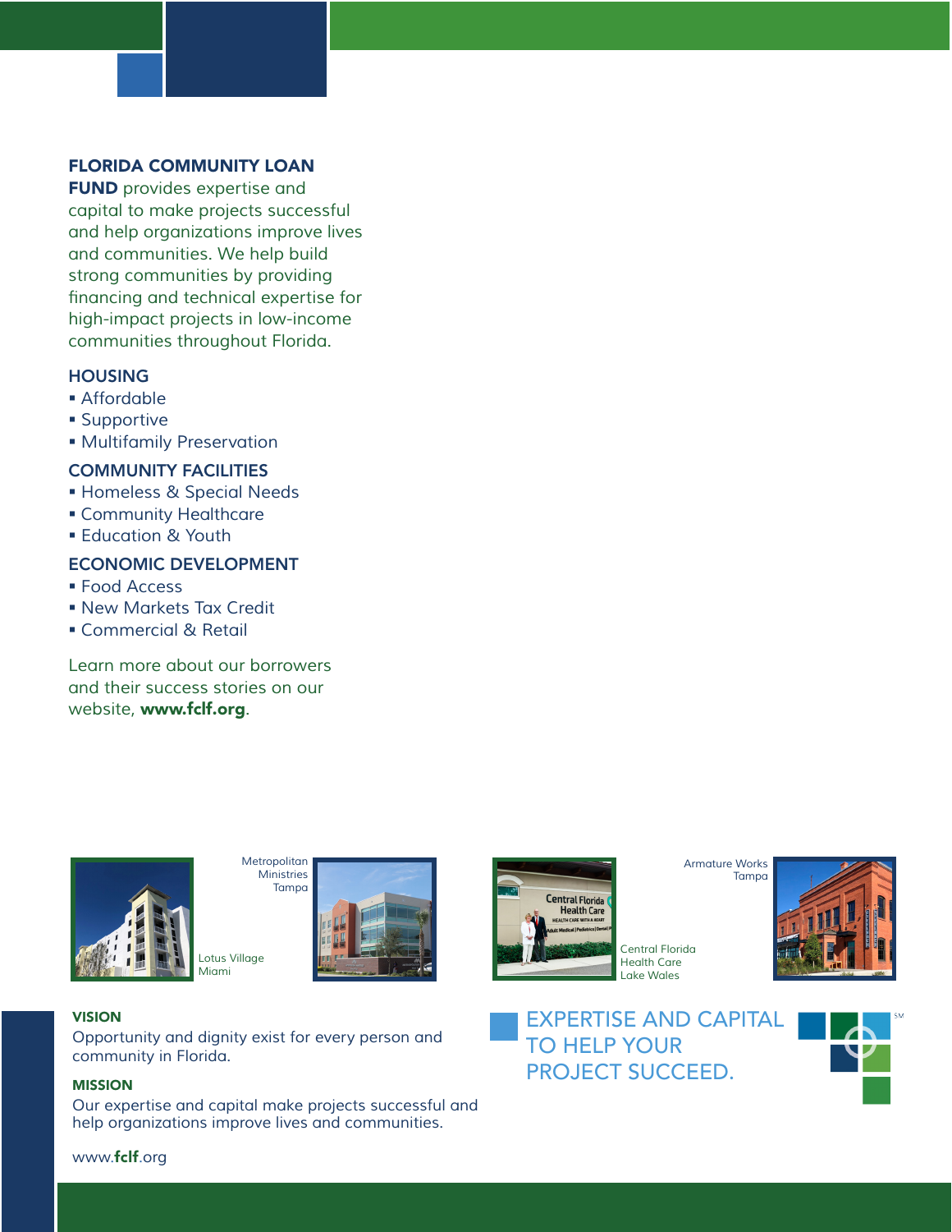**FLORIDA COMMUNITY LOAN FUND** provides expertise and capital to make projects successful and help organizations improve lives and communities. We help build strong communities by providing financing and technical expertise for high-impact projects in low-income communities throughout Florida.

### HOUSING

- Affordable
- Supportive
- Multifamily Preservation

### COMMUNITY FACILITIES

- Homeless & Special Needs
- Community Healthcare
- Education & Youth

### ECONOMIC DEVELOPMENT

- Food Access
- New Markets Tax Credit
- Commercial & Retail

Learn more about our borrowers and their success stories on our website, **www.fclf.org**.

Lotus Village
Miami

Metropolitan Ministries
Tampa

Central Florida Health Care
Lake Wales

Armature Works
Tampa

### VISION

Opportunity and dignity exist for every person and community in Florida.

### MISSION

Our expertise and capital make projects successful and help organizations improve lives and communities.

www.**fclf**.org

EXPERTISE AND CAPITAL TO HELP YOUR PROJECT SUCCEED.